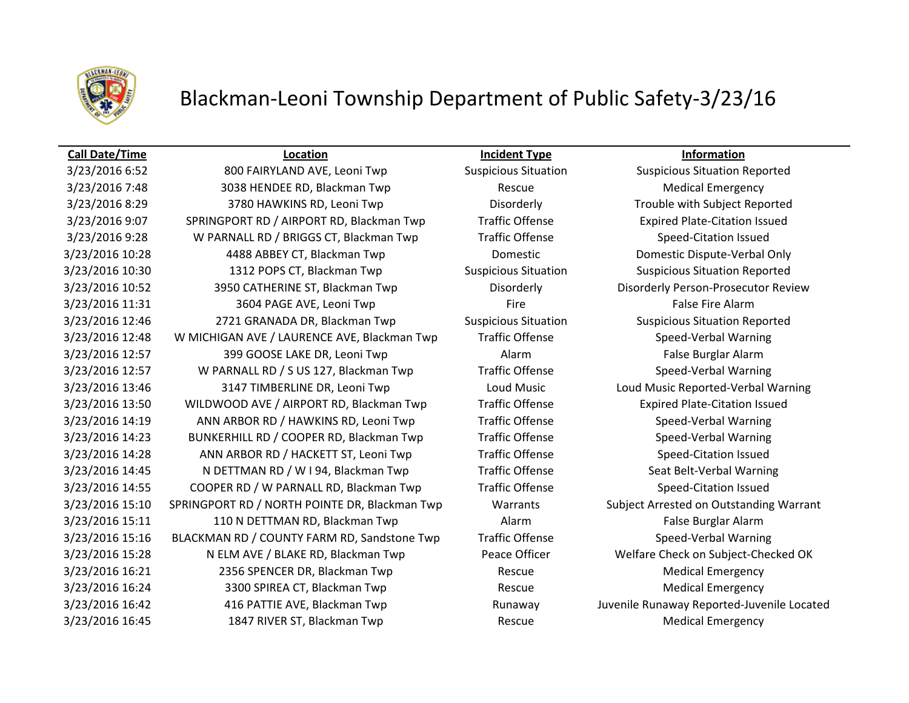# Blackman-Leoni Township Department of Public Safety-3/23/16

| Call Date/Time | Location | Incident Type | Information |
|---|---|---|---|
| 3/23/2016 6:52 | 800 FAIRYLAND AVE, Leoni Twp | Suspicious Situation | Suspicious Situation Reported |
| 3/23/2016 7:48 | 3038 HENDEE RD, Blackman Twp | Rescue | Medical Emergency |
| 3/23/2016 8:29 | 3780 HAWKINS RD, Leoni Twp | Disorderly | Trouble with Subject Reported |
| 3/23/2016 9:07 | SPRINGPORT RD / AIRPORT RD, Blackman Twp | Traffic Offense | Expired Plate-Citation Issued |
| 3/23/2016 9:28 | W PARNALL RD / BRIGGS CT, Blackman Twp | Traffic Offense | Speed-Citation Issued |
| 3/23/2016 10:28 | 4488 ABBEY CT, Blackman Twp | Domestic | Domestic Dispute-Verbal Only |
| 3/23/2016 10:30 | 1312 POPS CT, Blackman Twp | Suspicious Situation | Suspicious Situation Reported |
| 3/23/2016 10:52 | 3950 CATHERINE ST, Blackman Twp | Disorderly | Disorderly Person-Prosecutor Review |
| 3/23/2016 11:31 | 3604 PAGE AVE, Leoni Twp | Fire | False Fire Alarm |
| 3/23/2016 12:46 | 2721 GRANADA DR, Blackman Twp | Suspicious Situation | Suspicious Situation Reported |
| 3/23/2016 12:48 | W MICHIGAN AVE / LAURENCE AVE, Blackman Twp | Traffic Offense | Speed-Verbal Warning |
| 3/23/2016 12:57 | 399 GOOSE LAKE DR, Leoni Twp | Alarm | False Burglar Alarm |
| 3/23/2016 12:57 | W PARNALL RD / S US 127, Blackman Twp | Traffic Offense | Speed-Verbal Warning |
| 3/23/2016 13:46 | 3147 TIMBERLINE DR, Leoni Twp | Loud Music | Loud Music Reported-Verbal Warning |
| 3/23/2016 13:50 | WILDWOOD AVE / AIRPORT RD, Blackman Twp | Traffic Offense | Expired Plate-Citation Issued |
| 3/23/2016 14:19 | ANN ARBOR RD / HAWKINS RD, Leoni Twp | Traffic Offense | Speed-Verbal Warning |
| 3/23/2016 14:23 | BUNKERHILL RD / COOPER RD, Blackman Twp | Traffic Offense | Speed-Verbal Warning |
| 3/23/2016 14:28 | ANN ARBOR RD / HACKETT ST, Leoni Twp | Traffic Offense | Speed-Citation Issued |
| 3/23/2016 14:45 | N DETTMAN RD / W I 94, Blackman Twp | Traffic Offense | Seat Belt-Verbal Warning |
| 3/23/2016 14:55 | COOPER RD / W PARNALL RD, Blackman Twp | Traffic Offense | Speed-Citation Issued |
| 3/23/2016 15:10 | SPRINGPORT RD / NORTH POINTE DR, Blackman Twp | Warrants | Subject Arrested on Outstanding Warrant |
| 3/23/2016 15:11 | 110 N DETTMAN RD, Blackman Twp | Alarm | False Burglar Alarm |
| 3/23/2016 15:16 | BLACKMAN RD / COUNTY FARM RD, Sandstone Twp | Traffic Offense | Speed-Verbal Warning |
| 3/23/2016 15:28 | N ELM AVE / BLAKE RD, Blackman Twp | Peace Officer | Welfare Check on Subject-Checked OK |
| 3/23/2016 16:21 | 2356 SPENCER DR, Blackman Twp | Rescue | Medical Emergency |
| 3/23/2016 16:24 | 3300 SPIREA CT, Blackman Twp | Rescue | Medical Emergency |
| 3/23/2016 16:42 | 416 PATTIE AVE, Blackman Twp | Runaway | Juvenile Runaway Reported-Juvenile Located |
| 3/23/2016 16:45 | 1847 RIVER ST, Blackman Twp | Rescue | Medical Emergency |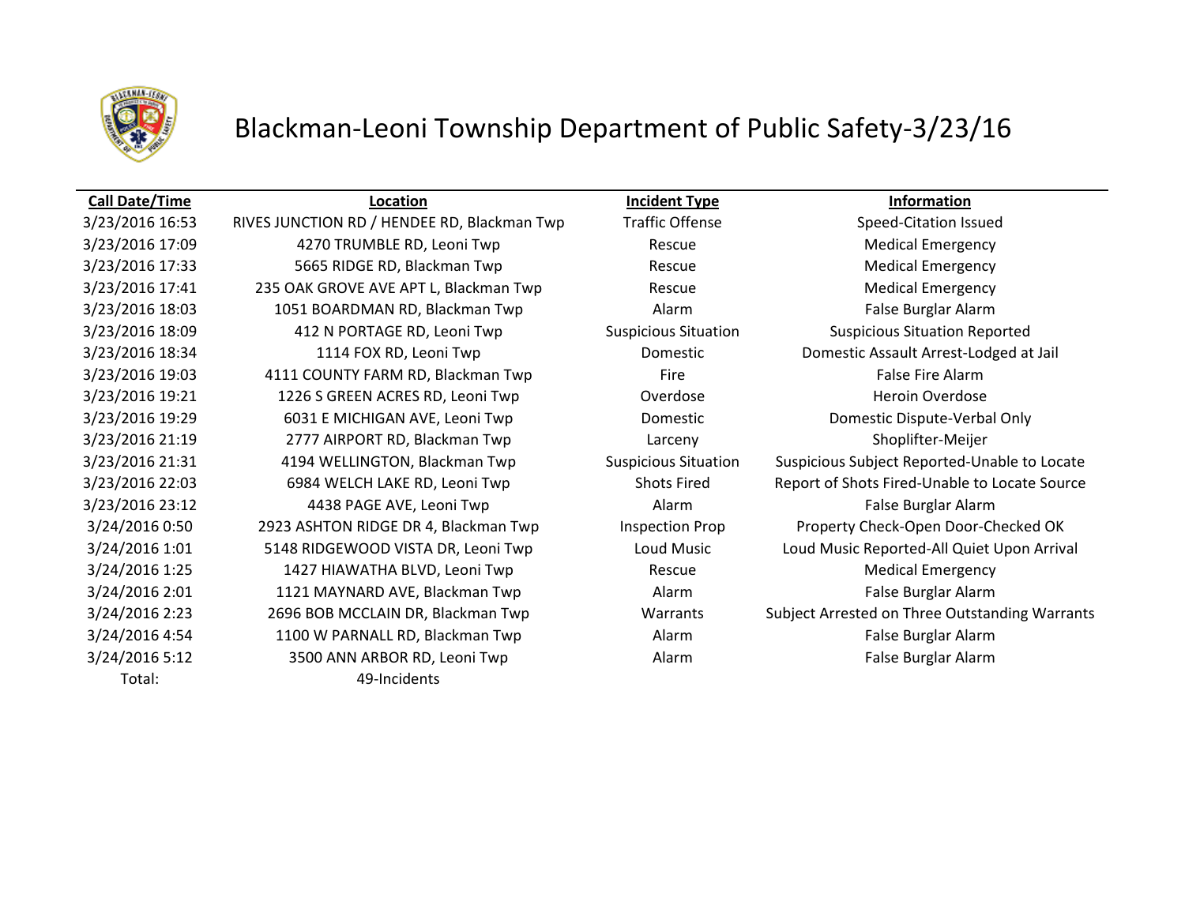# Blackman-Leoni Township Department of Public Safety-3/23/16

| Call Date/Time | Location | Incident Type | Information |
| --- | --- | --- | --- |
| 3/23/2016 16:53 | RIVES JUNCTION RD / HENDEE RD, Blackman Twp | Traffic Offense | Speed-Citation Issued |
| 3/23/2016 17:09 | 4270 TRUMBLE RD, Leoni Twp | Rescue | Medical Emergency |
| 3/23/2016 17:33 | 5665 RIDGE RD, Blackman Twp | Rescue | Medical Emergency |
| 3/23/2016 17:41 | 235 OAK GROVE AVE APT L, Blackman Twp | Rescue | Medical Emergency |
| 3/23/2016 18:03 | 1051 BOARDMAN RD, Blackman Twp | Alarm | False Burglar Alarm |
| 3/23/2016 18:09 | 412 N PORTAGE RD, Leoni Twp | Suspicious Situation | Suspicious Situation Reported |
| 3/23/2016 18:34 | 1114 FOX RD, Leoni Twp | Domestic | Domestic Assault Arrest-Lodged at Jail |
| 3/23/2016 19:03 | 4111 COUNTY FARM RD, Blackman Twp | Fire | False Fire Alarm |
| 3/23/2016 19:21 | 1226 S GREEN ACRES RD, Leoni Twp | Overdose | Heroin Overdose |
| 3/23/2016 19:29 | 6031 E MICHIGAN AVE, Leoni Twp | Domestic | Domestic Dispute-Verbal Only |
| 3/23/2016 21:19 | 2777 AIRPORT RD, Blackman Twp | Larceny | Shoplifter-Meijer |
| 3/23/2016 21:31 | 4194 WELLINGTON, Blackman Twp | Suspicious Situation | Suspicious Subject Reported-Unable to Locate |
| 3/23/2016 22:03 | 6984 WELCH LAKE RD, Leoni Twp | Shots Fired | Report of Shots Fired-Unable to Locate Source |
| 3/23/2016 23:12 | 4438 PAGE AVE, Leoni Twp | Alarm | False Burglar Alarm |
| 3/24/2016 0:50 | 2923 ASHTON RIDGE DR 4, Blackman Twp | Inspection Prop | Property Check-Open Door-Checked OK |
| 3/24/2016 1:01 | 5148 RIDGEWOOD VISTA DR, Leoni Twp | Loud Music | Loud Music Reported-All Quiet Upon Arrival |
| 3/24/2016 1:25 | 1427 HIAWATHA BLVD, Leoni Twp | Rescue | Medical Emergency |
| 3/24/2016 2:01 | 1121 MAYNARD AVE, Blackman Twp | Alarm | False Burglar Alarm |
| 3/24/2016 2:23 | 2696 BOB MCCLAIN DR, Blackman Twp | Warrants | Subject Arrested on Three Outstanding Warrants |
| 3/24/2016 4:54 | 1100 W PARNALL RD, Blackman Twp | Alarm | False Burglar Alarm |
| 3/24/2016 5:12 | 3500 ANN ARBOR RD, Leoni Twp | Alarm | False Burglar Alarm |
| Total: | 49-Incidents | | |